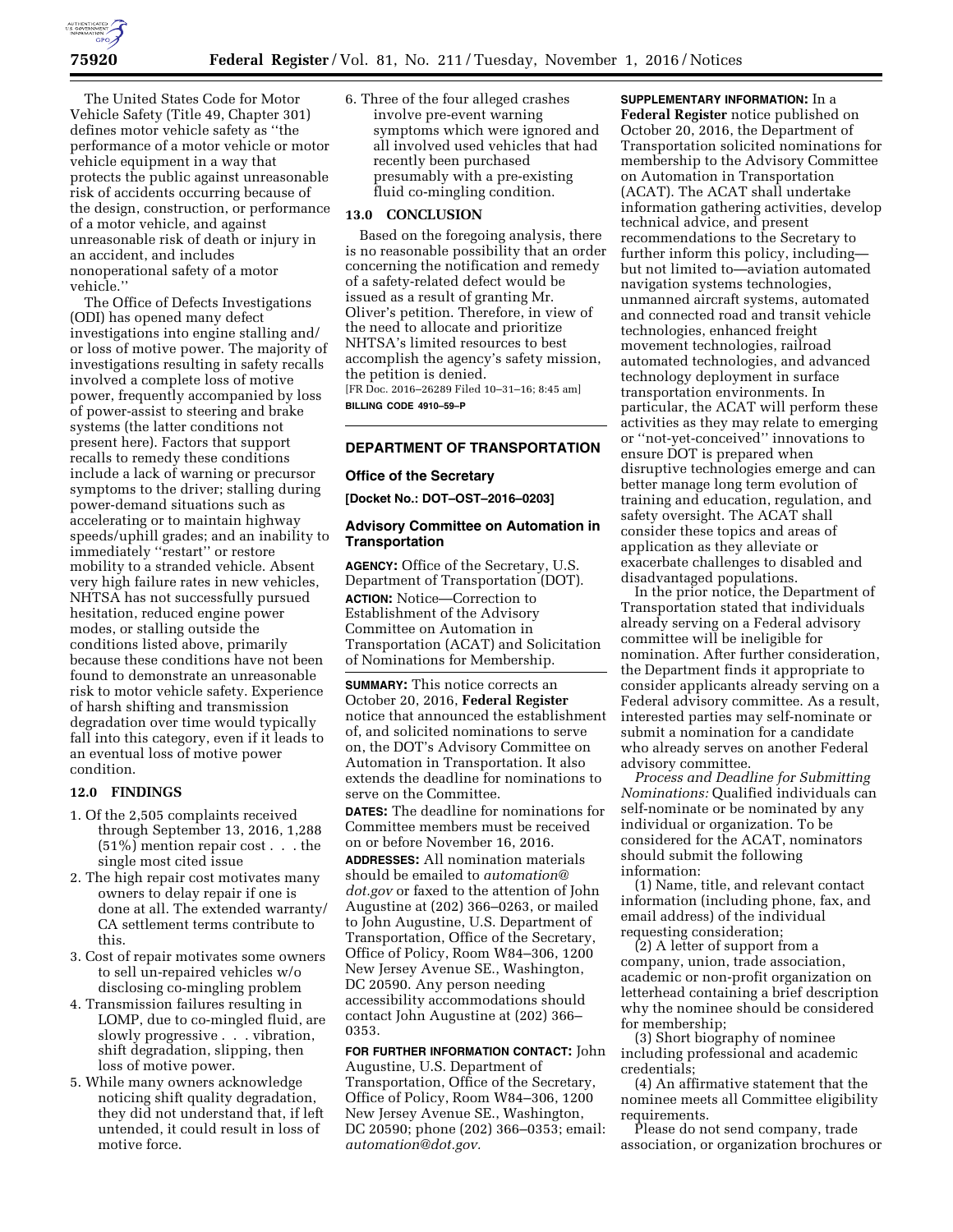The United States Code for Motor Vehicle Safety (Title 49, Chapter 301) defines motor vehicle safety as ''the performance of a motor vehicle or motor vehicle equipment in a way that protects the public against unreasonable risk of accidents occurring because of the design, construction, or performance of a motor vehicle, and against unreasonable risk of death or injury in an accident, and includes nonoperational safety of a motor vehicle.''

The Office of Defects Investigations (ODI) has opened many defect investigations into engine stalling and/or loss of motive power. The majority of investigations resulting in safety recalls involved a complete loss of motive power, frequently accompanied by loss of power-assist to steering and brake systems (the latter conditions not present here). Factors that support recalls to remedy these conditions include a lack of warning or precursor symptoms to the driver; stalling during power-demand situations such as accelerating or to maintain highway speeds/uphill grades; and an inability to immediately ''restart'' or restore mobility to a stranded vehicle. Absent very high failure rates in new vehicles, NHTSA has not successfully pursued hesitation, reduced engine power modes, or stalling outside the conditions listed above, primarily because these conditions have not been found to demonstrate an unreasonable risk to motor vehicle safety. Experience of harsh shifting and transmission degradation over time would typically fall into this category, even if it leads to an eventual loss of motive power condition.

## 12.0 FINDINGS

1. Of the 2,505 complaints received through September 13, 2016, 1,288 (51%) mention repair cost . . . the single most cited issue
2. The high repair cost motivates many owners to delay repair if one is done at all. The extended warranty/CA settlement terms contribute to this.
3. Cost of repair motivates some owners to sell un-repaired vehicles w/o disclosing co-mingling problem
4. Transmission failures resulting in LOMP, due to co-mingled fluid, are slowly progressive . . . vibration, shift degradation, slipping, then loss of motive power.
5. While many owners acknowledge noticing shift quality degradation, they did not understand that, if left untended, it could result in loss of motive force.
6. Three of the four alleged crashes involve pre-event warning symptoms which were ignored and all involved used vehicles that had recently been purchased presumably with a pre-existing fluid co-mingling condition.

## 13.0 CONCLUSION

Based on the foregoing analysis, there is no reasonable possibility that an order concerning the notification and remedy of a safety-related defect would be issued as a result of granting Mr. Oliver's petition. Therefore, in view of the need to allocate and prioritize NHTSA's limited resources to best accomplish the agency's safety mission, the petition is denied.

[FR Doc. 2016–26289 Filed 10–31–16; 8:45 am]

**BILLING CODE 4910–59–P**

---

## DEPARTMENT OF TRANSPORTATION

### Office of the Secretary

**[Docket No.: DOT–OST–2016–0203]**

### Advisory Committee on Automation in Transportation

**AGENCY:** Office of the Secretary, U.S. Department of Transportation (DOT).

**ACTION:** Notice—Correction to Establishment of the Advisory Committee on Automation in Transportation (ACAT) and Solicitation of Nominations for Membership.

**SUMMARY:** This notice corrects an October 20, 2016, **Federal Register** notice that announced the establishment of, and solicited nominations to serve on, the DOT's Advisory Committee on Automation in Transportation. It also extends the deadline for nominations to serve on the Committee.

**DATES:** The deadline for nominations for Committee members must be received on or before November 16, 2016.

**ADDRESSES:** All nomination materials should be emailed to *automation@dot.gov* or faxed to the attention of John Augustine at (202) 366–0263, or mailed to John Augustine, U.S. Department of Transportation, Office of the Secretary, Office of Policy, Room W84–306, 1200 New Jersey Avenue SE., Washington, DC 20590. Any person needing accessibility accommodations should contact John Augustine at (202) 366–0353.

**FOR FURTHER INFORMATION CONTACT:** John Augustine, U.S. Department of Transportation, Office of the Secretary, Office of Policy, Room W84–306, 1200 New Jersey Avenue SE., Washington, DC 20590; phone (202) 366–0353; email: *automation@dot.gov.*

**SUPPLEMENTARY INFORMATION:** In a **Federal Register** notice published on October 20, 2016, the Department of Transportation solicited nominations for membership to the Advisory Committee on Automation in Transportation (ACAT). The ACAT shall undertake information gathering activities, develop technical advice, and present recommendations to the Secretary to further inform this policy, including—but not limited to—aviation automated navigation systems technologies, unmanned aircraft systems, automated and connected road and transit vehicle technologies, enhanced freight movement technologies, railroad automated technologies, and advanced technology deployment in surface transportation environments. In particular, the ACAT will perform these activities as they may relate to emerging or ''not-yet-conceived'' innovations to ensure DOT is prepared when disruptive technologies emerge and can better manage long term evolution of training and education, regulation, and safety oversight. The ACAT shall consider these topics and areas of application as they alleviate or exacerbate challenges to disabled and disadvantaged populations.

In the prior notice, the Department of Transportation stated that individuals already serving on a Federal advisory committee will be ineligible for nomination. After further consideration, the Department finds it appropriate to consider applicants already serving on a Federal advisory committee. As a result, interested parties may self-nominate or submit a nomination for a candidate who already serves on another Federal advisory committee.

*Process and Deadline for Submitting Nominations:* Qualified individuals can self-nominate or be nominated by any individual or organization. To be considered for the ACAT, nominators should submit the following information:

(1) Name, title, and relevant contact information (including phone, fax, and email address) of the individual requesting consideration;

(2) A letter of support from a company, union, trade association, academic or non-profit organization on letterhead containing a brief description why the nominee should be considered for membership;

(3) Short biography of nominee including professional and academic credentials;

(4) An affirmative statement that the nominee meets all Committee eligibility requirements.

Please do not send company, trade association, or organization brochures or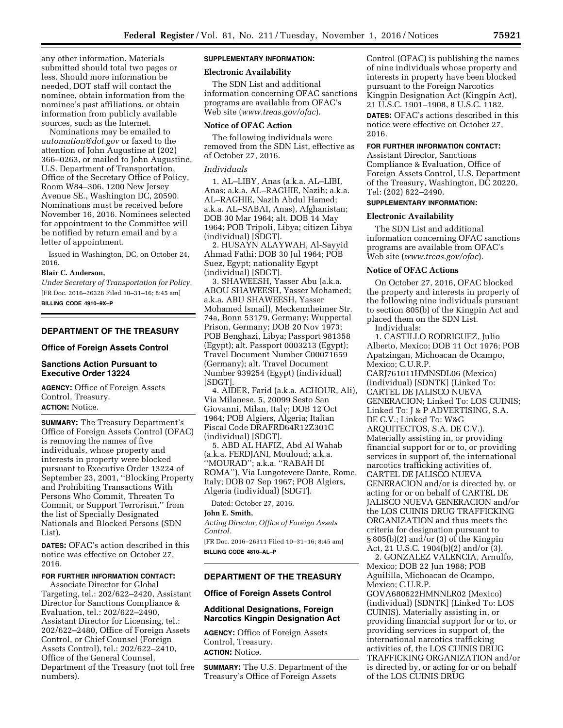any other information. Materials submitted should total two pages or less. Should more information be needed, DOT staff will contact the nominee, obtain information from the nominee's past affiliations, or obtain information from publicly available sources, such as the Internet.

Nominations may be emailed to *automation@dot.gov* or faxed to the attention of John Augustine at (202) 366–0263, or mailed to John Augustine, U.S. Department of Transportation, Office of the Secretary Office of Policy, Room W84–306, 1200 New Jersey Avenue SE., Washington DC, 20590. Nominations must be received before November 16, 2016. Nominees selected for appointment to the Committee will be notified by return email and by a letter of appointment.

Issued in Washington, DC, on October 24, 2016.

**Blair C. Anderson,**

*Under Secretary of Transportation for Policy.*

[FR Doc. 2016–26328 Filed 10–31–16; 8:45 am]

**BILLING CODE 4910–9X–P**

## DEPARTMENT OF THE TREASURY

### Office of Foreign Assets Control

### Sanctions Action Pursuant to Executive Order 13224

**AGENCY:** Office of Foreign Assets Control, Treasury.

**ACTION:** Notice.

**SUMMARY:** The Treasury Department's Office of Foreign Assets Control (OFAC) is removing the names of five individuals, whose property and interests in property were blocked pursuant to Executive Order 13224 of September 23, 2001, ''Blocking Property and Prohibiting Transactions With Persons Who Commit, Threaten To Commit, or Support Terrorism,'' from the list of Specially Designated Nationals and Blocked Persons (SDN List).

**DATES:** OFAC's action described in this notice was effective on October 27, 2016.

**FOR FURTHER INFORMATION CONTACT:**

Associate Director for Global Targeting, tel.: 202/622–2420, Assistant Director for Sanctions Compliance & Evaluation, tel.: 202/622–2490, Assistant Director for Licensing, tel.: 202/622–2480, Office of Foreign Assets Control, or Chief Counsel (Foreign Assets Control), tel.: 202/622–2410, Office of the General Counsel, Department of the Treasury (not toll free numbers).

**SUPPLEMENTARY INFORMATION:**

**Electronic Availability**

The SDN List and additional information concerning OFAC sanctions programs are available from OFAC's Web site (*www.treas.gov/ofac*).

**Notice of OFAC Action**

The following individuals were removed from the SDN List, effective as of October 27, 2016.

*Individuals*

1. AL–LIBY, Anas (a.k.a. AL–LIBI, Anas; a.k.a. AL–RAGHIE, Nazih; a.k.a. AL–RAGHIE, Nazih Abdul Hamed; a.k.a. AL–SABAI, Anas), Afghanistan; DOB 30 Mar 1964; alt. DOB 14 May 1964; POB Tripoli, Libya; citizen Libya (individual) [SDGT].

2. HUSAYN ALAYWAH, Al-Sayyid Ahmad Fathi; DOB 30 Jul 1964; POB Suez, Egypt; nationality Egypt (individual) [SDGT].

3. SHAWEESH, Yasser Abu (a.k.a. ABOU SHAWEESH, Yasser Mohamed; a.k.a. ABU SHAWEESH, Yasser Mohamed Ismail), Meckennheimer Str. 74a, Bonn 53179, Germany; Wuppertal Prison, Germany; DOB 20 Nov 1973; POB Benghazi, Libya; Passport 981358 (Egypt); alt. Passport 0003213 (Egypt); Travel Document Number C00071659 (Germany); alt. Travel Document Number 939254 (Egypt) (individual) [SDGT].

4. AIDER, Farid (a.k.a. ACHOUR, Ali), Via Milanese, 5, 20099 Sesto San Giovanni, Milan, Italy; DOB 12 Oct 1964; POB Algiers, Algeria; Italian Fiscal Code DRAFRD64R12Z301C (individual) [SDGT].

5. ABD AL HAFIZ, Abd Al Wahab (a.k.a. FERDJANI, Mouloud; a.k.a. ''MOURAD''; a.k.a. ''RABAH DI ROMA''), Via Lungotevere Dante, Rome, Italy; DOB 07 Sep 1967; POB Algiers, Algeria (individual) [SDGT].

Dated: October 27, 2016.

**John E. Smith,**

*Acting Director, Office of Foreign Assets Control.*

[FR Doc. 2016–26311 Filed 10–31–16; 8:45 am]

**BILLING CODE 4810–AL–P**

## DEPARTMENT OF THE TREASURY

### Office of Foreign Assets Control

### Additional Designations, Foreign Narcotics Kingpin Designation Act

**AGENCY:** Office of Foreign Assets Control, Treasury.

**ACTION:** Notice.

**SUMMARY:** The U.S. Department of the Treasury's Office of Foreign Assets Control (OFAC) is publishing the names of nine individuals whose property and interests in property have been blocked pursuant to the Foreign Narcotics Kingpin Designation Act (Kingpin Act), 21 U.S.C. 1901–1908, 8 U.S.C. 1182.

**DATES:** OFAC's actions described in this notice were effective on October 27, 2016.

**FOR FURTHER INFORMATION CONTACT:**

Assistant Director, Sanctions Compliance & Evaluation, Office of Foreign Assets Control, U.S. Department of the Treasury, Washington, DC 20220, Tel: (202) 622–2490.

**SUPPLEMENTARY INFORMATION:**

**Electronic Availability**

The SDN List and additional information concerning OFAC sanctions programs are available from OFAC's Web site (*www.treas.gov/ofac*).

**Notice of OFAC Actions**

On October 27, 2016, OFAC blocked the property and interests in property of the following nine individuals pursuant to section 805(b) of the Kingpin Act and placed them on the SDN List.

Individuals:

1. CASTILLO RODRIGUEZ, Julio Alberto, Mexico; DOB 11 Oct 1976; POB Apatzingan, Michoacan de Ocampo, Mexico; C.U.R.P. CARJ761011HMNSDL06 (Mexico) (individual) [SDNTK] (Linked To: CARTEL DE JALISCO NUEVA GENERACION; Linked To: LOS CUINIS; Linked To: J & P ADVERTISING, S.A. DE C.V.; Linked To: W&G ARQUITECTOS, S.A. DE C.V.). Materially assisting in, or providing financial support for or to, or providing services in support of, the international narcotics trafficking activities of, CARTEL DE JALISCO NUEVA GENERACION and/or is directed by, or acting for or on behalf of CARTEL DE JALISCO NUEVA GENERACION and/or the LOS CUINIS DRUG TRAFFICKING ORGANIZATION and thus meets the criteria for designation pursuant to § 805(b)(2) and/or (3) of the Kingpin Act, 21 U.S.C. 1904(b)(2) and/or (3).

2. GONZALEZ VALENCIA, Arnulfo, Mexico; DOB 22 Jun 1968; POB Aguililla, Michoacan de Ocampo, Mexico; C.U.R.P. GOVA680622HMNNLR02 (Mexico) (individual) [SDNTK] (Linked To: LOS CUINIS). Materially assisting in, or providing financial support for or to, or providing services in support of, the international narcotics trafficking activities of, the LOS CUINIS DRUG TRAFFICKING ORGANIZATION and/or is directed by, or acting for or on behalf of the LOS CUINIS DRUG